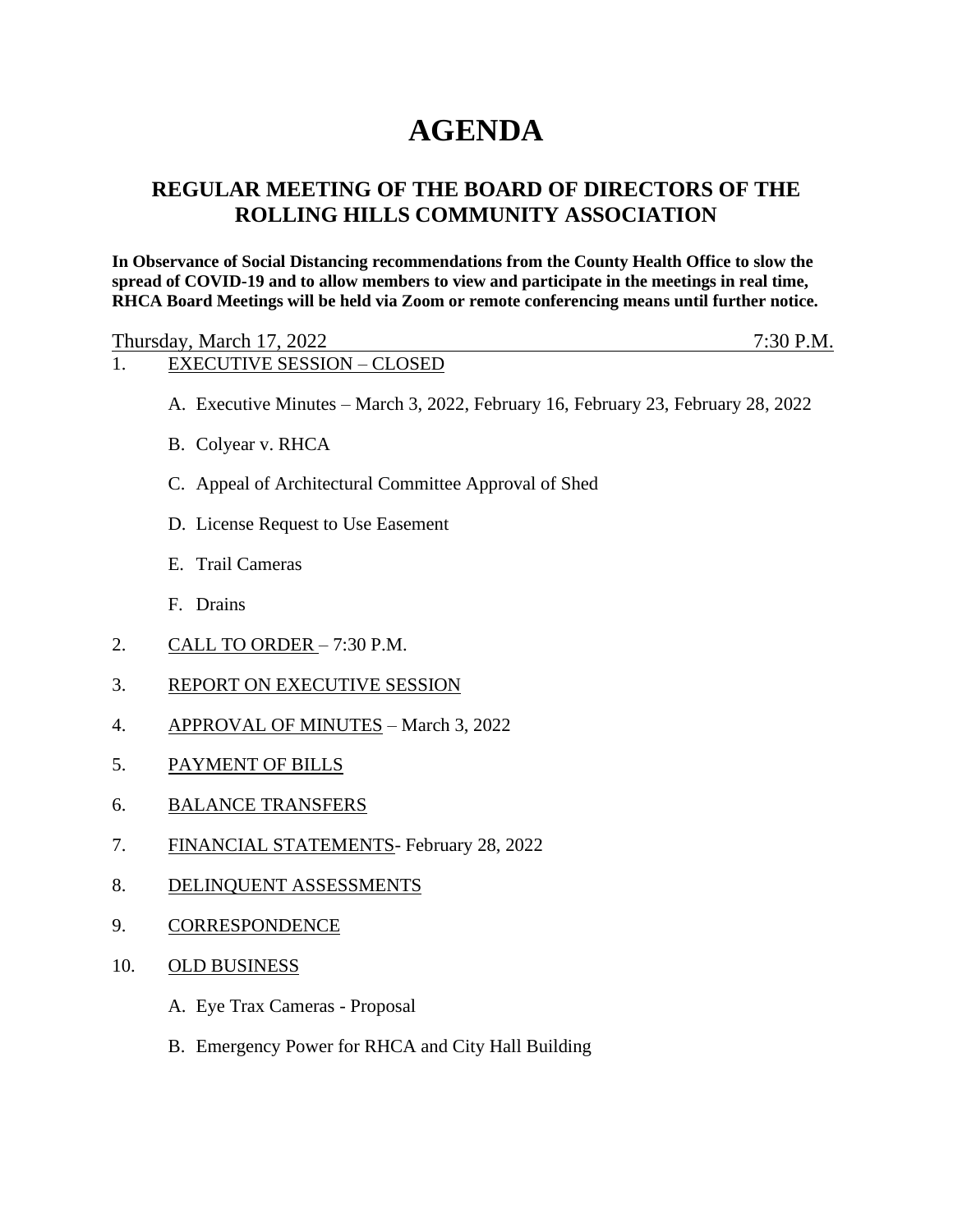# AGENDA

## REGULAR MEETING OF THE BOARD OF DIRECTORS OF THE ROLLING HILLS COMMUNITY ASSOCIATION

**In Observance of Social Distancing recommendations from the County Health Office to slow the spread of COVID-19 and to allow members to view and participate in the meetings in real time, RHCA Board Meetings will be held via Zoom or remote conferencing means until further notice.**

Thursday, March 17, 2022 7:30 P.M.

1. EXECUTIVE SESSION – CLOSED

   A. Executive Minutes – March 3, 2022, February 16, February 23, February 28, 2022

   B. Colyear v. RHCA

   C. Appeal of Architectural Committee Approval of Shed

   D. License Request to Use Easement

   E. Trail Cameras

   F. Drains

2. CALL TO ORDER – 7:30 P.M.

3. REPORT ON EXECUTIVE SESSION

4. APPROVAL OF MINUTES – March 3, 2022

5. PAYMENT OF BILLS

6. BALANCE TRANSFERS

7. FINANCIAL STATEMENTS- February 28, 2022

8. DELINQUENT ASSESSMENTS

9. CORRESPONDENCE

10. OLD BUSINESS

    A. Eye Trax Cameras - Proposal

    B. Emergency Power for RHCA and City Hall Building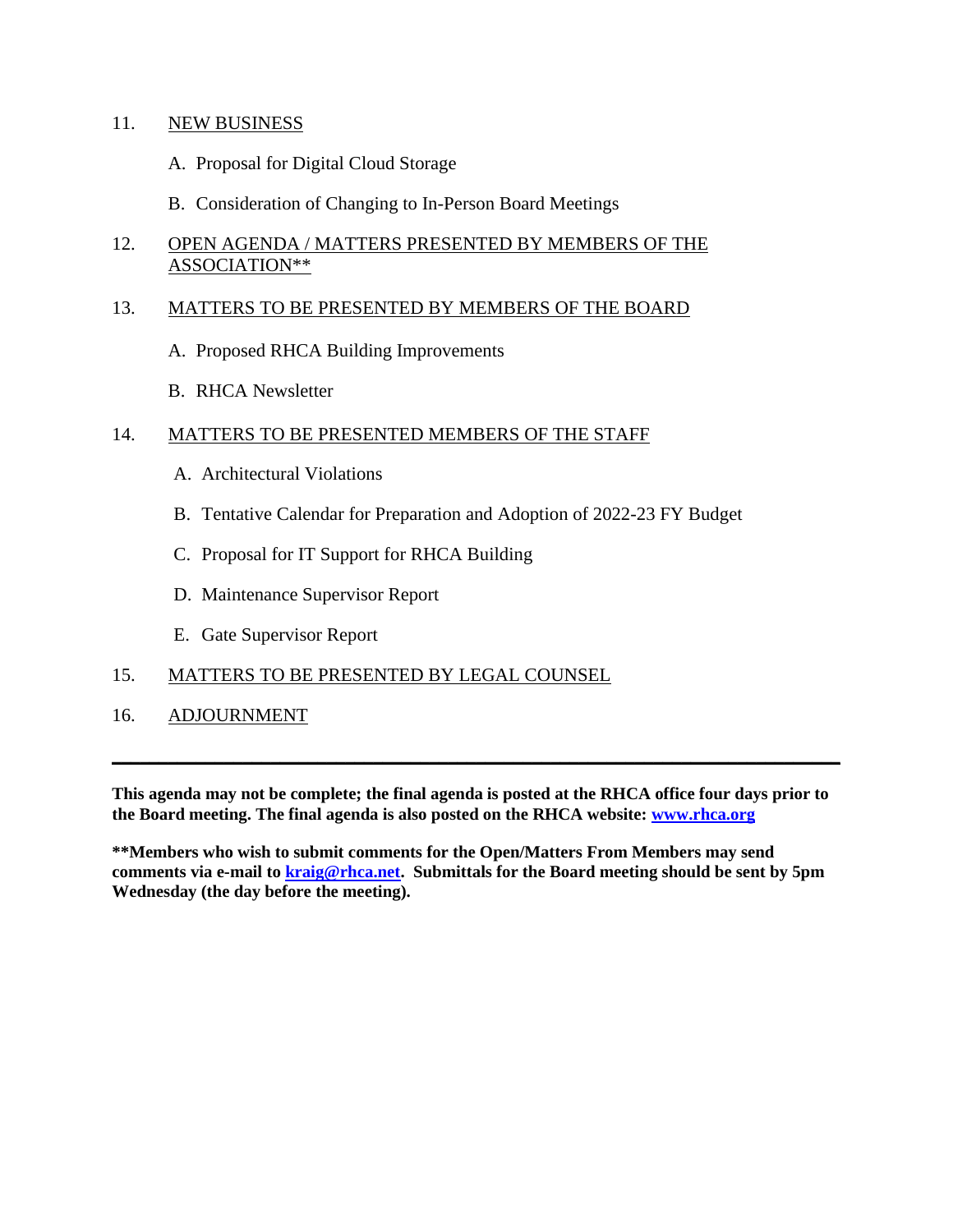11. <u>NEW BUSINESS</u>

    A. Proposal for Digital Cloud Storage

    B. Consideration of Changing to In-Person Board Meetings

12. <u>OPEN AGENDA / MATTERS PRESENTED BY MEMBERS OF THE ASSOCIATION**</u>

13. <u>MATTERS TO BE PRESENTED BY MEMBERS OF THE BOARD</u>

    A. Proposed RHCA Building Improvements

    B. RHCA Newsletter

14. <u>MATTERS TO BE PRESENTED MEMBERS OF THE STAFF</u>

    A. Architectural Violations

    B. Tentative Calendar for Preparation and Adoption of 2022-23 FY Budget

    C. Proposal for IT Support for RHCA Building

    D. Maintenance Supervisor Report

    E. Gate Supervisor Report

15. <u>MATTERS TO BE PRESENTED BY LEGAL COUNSEL</u>

16. <u>ADJOURNMENT</u>

---

**This agenda may not be complete; the final agenda is posted at the RHCA office four days prior to the Board meeting. The final agenda is also posted on the RHCA website: www.rhca.org**

****Members who wish to submit comments for the Open/Matters From Members may send comments via e-mail to kraig@rhca.net. Submittals for the Board meeting should be sent by 5pm Wednesday (the day before the meeting).**